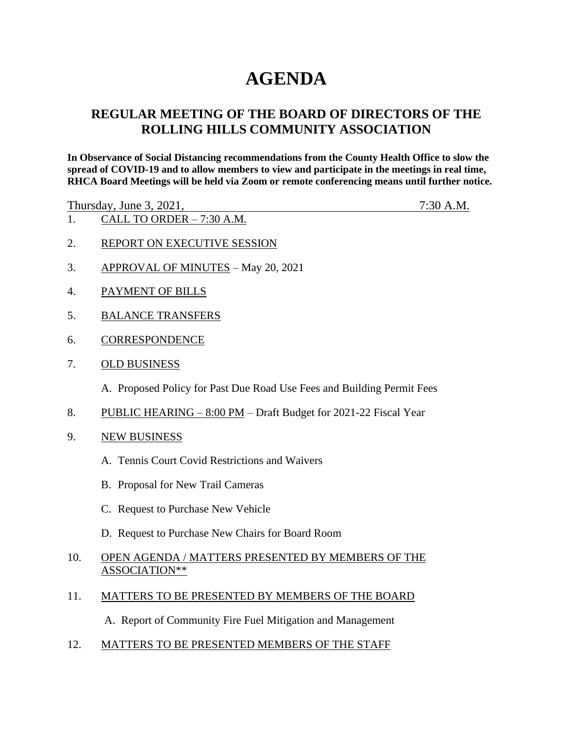# AGENDA

## REGULAR MEETING OF THE BOARD OF DIRECTORS OF THE ROLLING HILLS COMMUNITY ASSOCIATION

**In Observance of Social Distancing recommendations from the County Health Office to slow the spread of COVID-19 and to allow members to view and participate in the meetings in real time, RHCA Board Meetings will be held via Zoom or remote conferencing means until further notice.**

Thursday, June 3, 2021, 7:30 A.M.

1. CALL TO ORDER – 7:30 A.M.

2. REPORT ON EXECUTIVE SESSION

3. APPROVAL OF MINUTES – May 20, 2021

4. PAYMENT OF BILLS

5. BALANCE TRANSFERS

6. CORRESPONDENCE

7. OLD BUSINESS

   A. Proposed Policy for Past Due Road Use Fees and Building Permit Fees

8. PUBLIC HEARING – 8:00 PM – Draft Budget for 2021-22 Fiscal Year

9. NEW BUSINESS

   A. Tennis Court Covid Restrictions and Waivers

   B. Proposal for New Trail Cameras

   C. Request to Purchase New Vehicle

   D. Request to Purchase New Chairs for Board Room

10. OPEN AGENDA / MATTERS PRESENTED BY MEMBERS OF THE ASSOCIATION**

11. MATTERS TO BE PRESENTED BY MEMBERS OF THE BOARD

    A. Report of Community Fire Fuel Mitigation and Management

12. MATTERS TO BE PRESENTED MEMBERS OF THE STAFF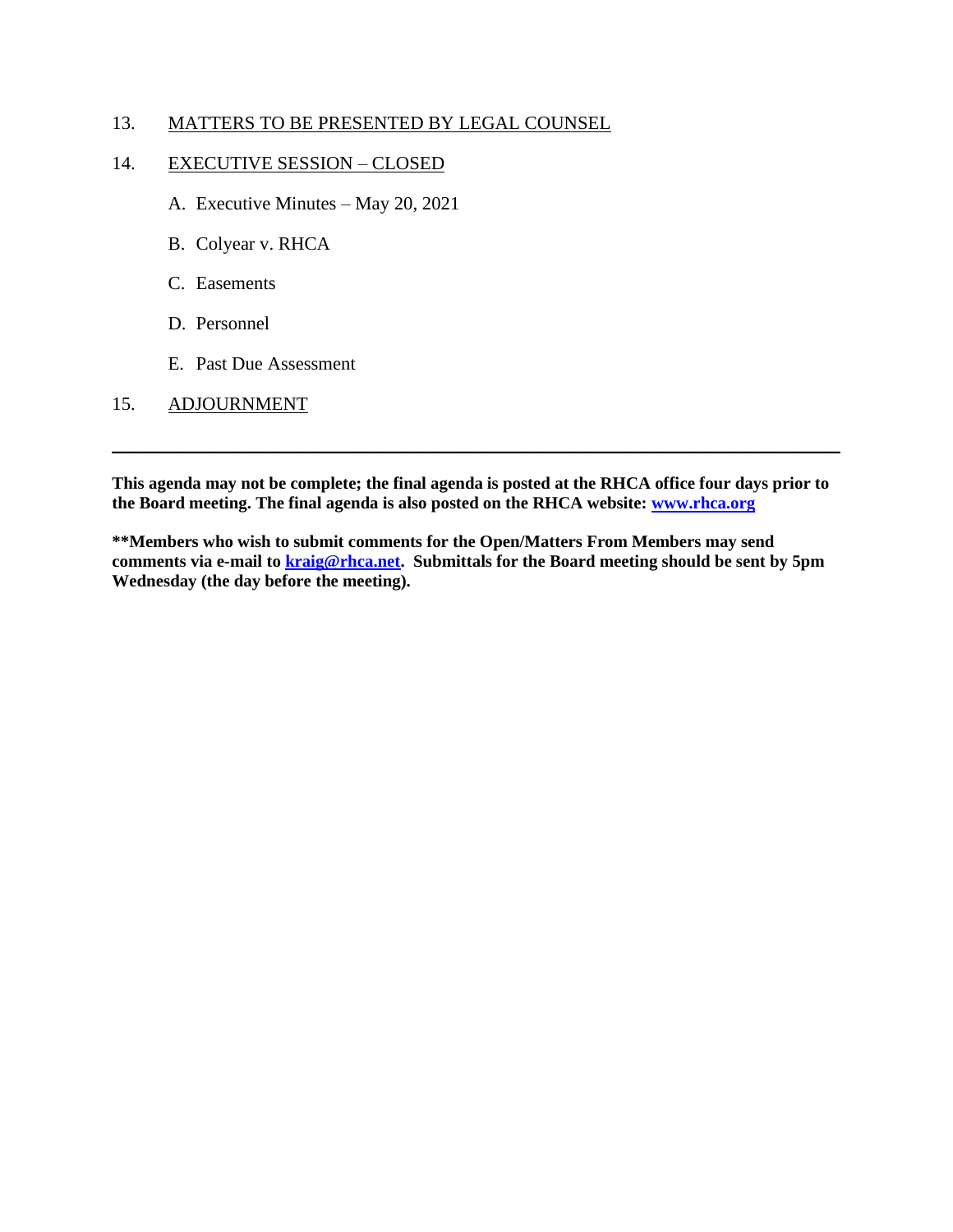13. MATTERS TO BE PRESENTED BY LEGAL COUNSEL

14. EXECUTIVE SESSION – CLOSED

    A. Executive Minutes – May 20, 2021

    B. Colyear v. RHCA

    C. Easements

    D. Personnel

    E. Past Due Assessment

15. ADJOURNMENT

---

**This agenda may not be complete; the final agenda is posted at the RHCA office four days prior to the Board meeting. The final agenda is also posted on the RHCA website: www.rhca.org**

****Members who wish to submit comments for the Open/Matters From Members may send comments via e-mail to kraig@rhca.net. Submittals for the Board meeting should be sent by 5pm Wednesday (the day before the meeting).**